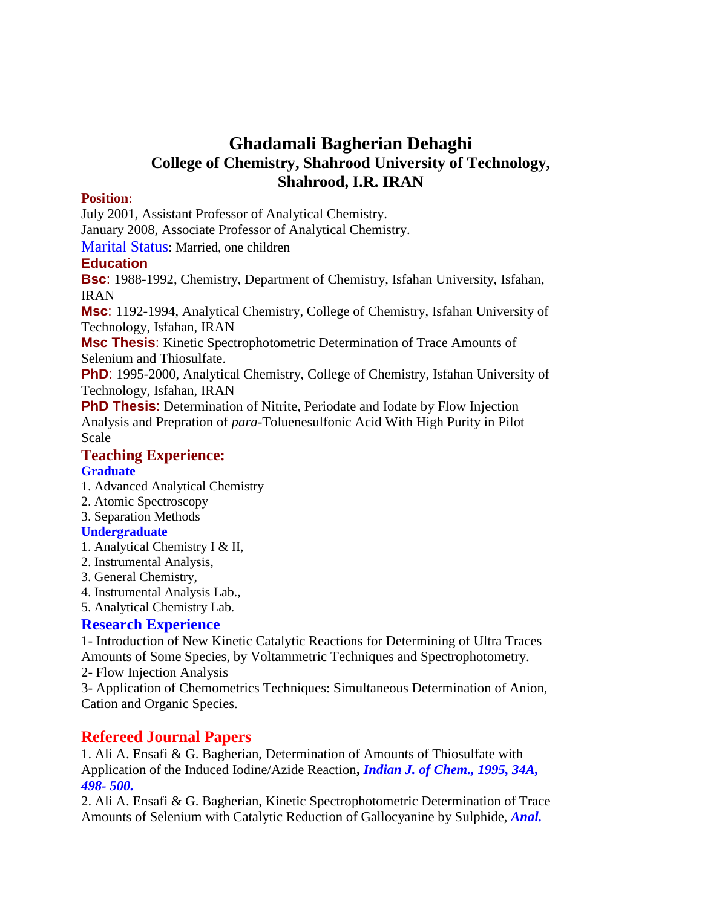# Ghadamali Bagherian Dehaghi

## College of Chemistry, Shahrood University of Technology, Shahrood, I.R. IRAN

**Position**:

July 2001, Assistant Professor of Analytical Chemistry.

January 2008, Associate Professor of Analytical Chemistry.

Marital Status: Married, one children

**Education**

**Bsc**: 1988-1992, Chemistry, Department of Chemistry, Isfahan University, Isfahan, IRAN

**Msc**: 1192-1994, Analytical Chemistry, College of Chemistry, Isfahan University of Technology, Isfahan, IRAN

**Msc Thesis**: Kinetic Spectrophotometric Determination of Trace Amounts of Selenium and Thiosulfate.

**PhD**: 1995-2000, Analytical Chemistry, College of Chemistry, Isfahan University of Technology, Isfahan, IRAN

**PhD Thesis**: Determination of Nitrite, Periodate and Iodate by Flow Injection Analysis and Prepration of *para*-Toluenesulfonic Acid With High Purity in Pilot Scale

## Teaching Experience:

### Graduate

1. Advanced Analytical Chemistry
2. Atomic Spectroscopy
3. Separation Methods

### Undergraduate

1. Analytical Chemistry I & II,
2. Instrumental Analysis,
3. General Chemistry,
4. Instrumental Analysis Lab.,
5. Analytical Chemistry Lab.

## Research Experience

1- Introduction of New Kinetic Catalytic Reactions for Determining of Ultra Traces Amounts of Some Species, by Voltammetric Techniques and Spectrophotometry.

2- Flow Injection Analysis

3- Application of Chemometrics Techniques: Simultaneous Determination of Anion, Cation and Organic Species.

## Refereed Journal Papers

1. Ali A. Ensafi & G. Bagherian, Determination of Amounts of Thiosulfate with Application of the Induced Iodine/Azide Reaction**,** ***Indian J. of Chem., 1995, 34A, 498- 500.***

2. Ali A. Ensafi & G. Bagherian, Kinetic Spectrophotometric Determination of Trace Amounts of Selenium with Catalytic Reduction of Gallocyanine by Sulphide, ***Anal.***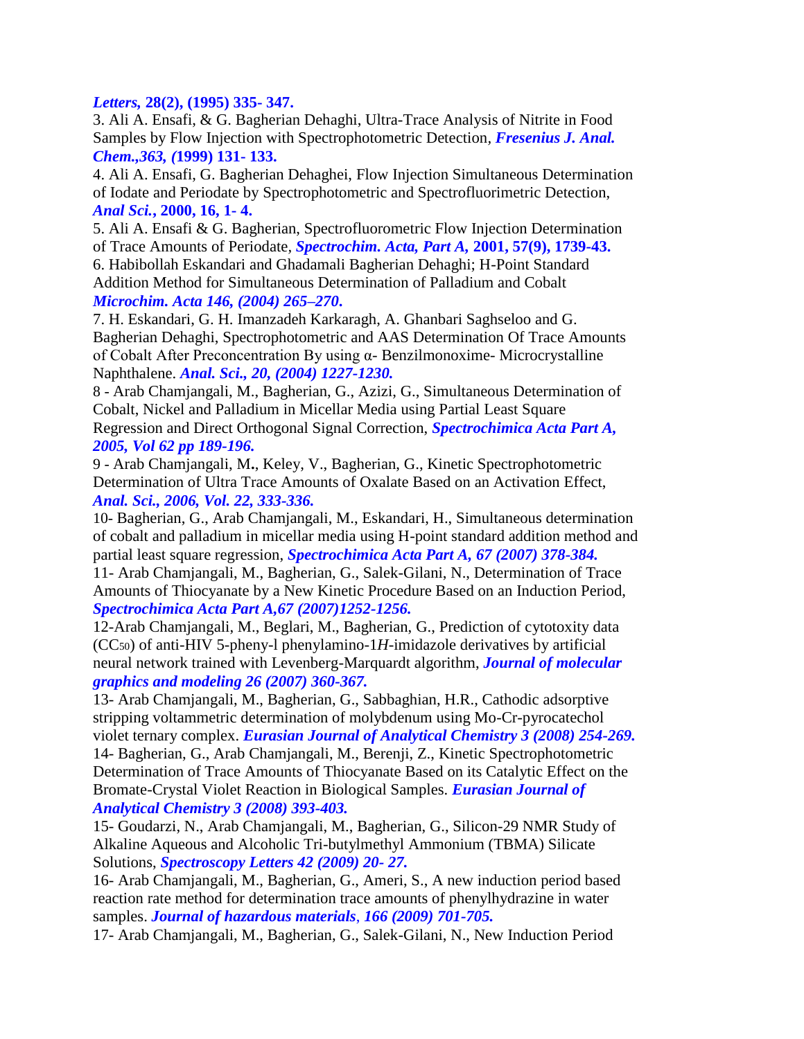***Letters,* 28(2), (1995) 335- 347.**

3. Ali A. Ensafi, & G. Bagherian Dehaghi, Ultra-Trace Analysis of Nitrite in Food Samples by Flow Injection with Spectrophotometric Detection, ***Fresenius J. Anal. Chem.,363, (*1999) 131- 133.**

4. Ali A. Ensafi, G. Bagherian Dehaghei, Flow Injection Simultaneous Determination of Iodate and Periodate by Spectrophotometric and Spectrofluorimetric Detection, ***Anal Sci.*, 2000, 16, 1- 4.**

5. Ali A. Ensafi & G. Bagherian, Spectrofluorometric Flow Injection Determination of Trace Amounts of Periodate, ***Spectrochim. Acta, Part A*, 2001, 57(9), 1739-43.**

6. Habibollah Eskandari and Ghadamali Bagherian Dehaghi; H-Point Standard Addition Method for Simultaneous Determination of Palladium and Cobalt ***Microchim. Acta 146, (2004) 265–270.***

7. H. Eskandari, G. H. Imanzadeh Karkaragh, A. Ghanbari Saghseloo and G. Bagherian Dehaghi, Spectrophotometric and AAS Determination Of Trace Amounts of Cobalt After Preconcentration By using α- Benzilmonoxime- Microcrystalline Naphthalene. ***Anal. Sci., 20, (2004) 1227-1230.***

8 - Arab Chamjangali, M., Bagherian, G., Azizi, G., Simultaneous Determination of Cobalt, Nickel and Palladium in Micellar Media using Partial Least Square Regression and Direct Orthogonal Signal Correction, ***Spectrochimica Acta Part A, 2005, Vol 62 pp 189-196.***

9 - Arab Chamjangali, M**.**, Keley, V., Bagherian, G., Kinetic Spectrophotometric Determination of Ultra Trace Amounts of Oxalate Based on an Activation Effect, ***Anal. Sci., 2006, Vol. 22, 333-336.***

10- Bagherian, G., Arab Chamjangali, M., Eskandari, H., Simultaneous determination of cobalt and palladium in micellar media using H-point standard addition method and partial least square regression, ***Spectrochimica Acta Part A, 67 (2007) 378-384.***

11- Arab Chamjangali, M., Bagherian, G., Salek-Gilani, N., Determination of Trace Amounts of Thiocyanate by a New Kinetic Procedure Based on an Induction Period, ***Spectrochimica Acta Part A,67 (2007)1252-1256.***

12-Arab Chamjangali, M., Beglari, M., Bagherian, G., Prediction of cytotoxity data ($CC_{50}$) of anti-HIV 5-pheny-l phenylamino-1*H*-imidazole derivatives by artificial neural network trained with Levenberg-Marquardt algorithm, ***Journal of molecular graphics and modeling 26 (2007) 360-367.***

13- Arab Chamjangali, M., Bagherian, G., Sabbaghian, H.R., Cathodic adsorptive stripping voltammetric determination of molybdenum using Mo-Cr-pyrocatechol violet ternary complex. ***Eurasian Journal of Analytical Chemistry 3 (2008) 254-269.***

14- Bagherian, G., Arab Chamjangali, M., Berenji, Z., Kinetic Spectrophotometric Determination of Trace Amounts of Thiocyanate Based on its Catalytic Effect on the Bromate-Crystal Violet Reaction in Biological Samples. ***Eurasian Journal of Analytical Chemistry 3 (2008) 393-403.***

15- Goudarzi, N., Arab Chamjangali, M., Bagherian, G., Silicon-29 NMR Study of Alkaline Aqueous and Alcoholic Tri-butylmethyl Ammonium (TBMA) Silicate Solutions, ***Spectroscopy Letters 42 (2009) 20- 27.***

16- Arab Chamjangali, M., Bagherian, G., Ameri, S., A new induction period based reaction rate method for determination trace amounts of phenylhydrazine in water samples. ***Journal of hazardous materials*, *166 (2009) 701-705.***

17- Arab Chamjangali, M., Bagherian, G., Salek-Gilani, N., New Induction Period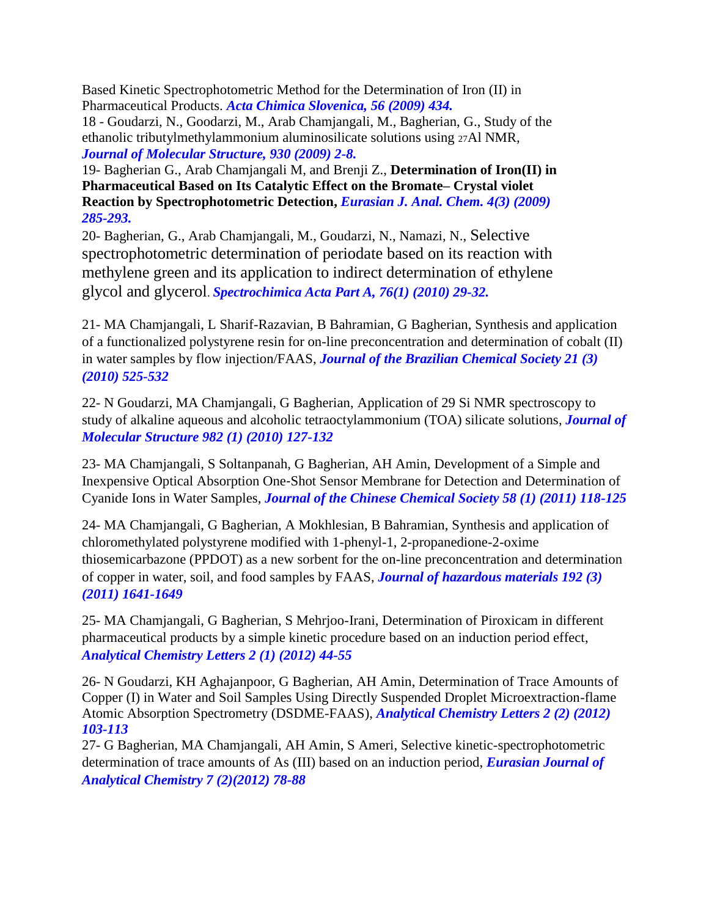Based Kinetic Spectrophotometric Method for the Determination of Iron (II) in Pharmaceutical Products. ***Acta Chimica Slovenica, 56 (2009) 434.***

18 - Goudarzi, N., Goodarzi, M., Arab Chamjangali, M., Bagherian, G., Study of the ethanolic tributylmethylammonium aluminosilicate solutions using $^{27}$Al NMR, ***Journal of Molecular Structure, 930 (2009) 2-8.***

19- Bagherian G., Arab Chamjangali M, and Brenji Z., **Determination of Iron(II) in Pharmaceutical Based on Its Catalytic Effect on the Bromate– Crystal violet Reaction by Spectrophotometric Detection,** ***Eurasian J. Anal. Chem. 4(3) (2009) 285-293.***

20- Bagherian, G., Arab Chamjangali, M., Goudarzi, N., Namazi, N., Selective spectrophotometric determination of periodate based on its reaction with methylene green and its application to indirect determination of ethylene glycol and glycerol. ***Spectrochimica Acta Part A, 76(1) (2010) 29-32.***

21- MA Chamjangali, L Sharif-Razavian, B Bahramian, G Bagherian, Synthesis and application of a functionalized polystyrene resin for on-line preconcentration and determination of cobalt (II) in water samples by flow injection/FAAS, ***Journal of the Brazilian Chemical Society 21 (3) (2010) 525-532***

22- N Goudarzi, MA Chamjangali, G Bagherian, Application of 29 Si NMR spectroscopy to study of alkaline aqueous and alcoholic tetraoctylammonium (TOA) silicate solutions, ***Journal of Molecular Structure 982 (1) (2010) 127-132***

23- MA Chamjangali, S Soltanpanah, G Bagherian, AH Amin, Development of a Simple and Inexpensive Optical Absorption One-Shot Sensor Membrane for Detection and Determination of Cyanide Ions in Water Samples, ***Journal of the Chinese Chemical Society 58 (1) (2011) 118-125***

24- MA Chamjangali, G Bagherian, A Mokhlesian, B Bahramian, Synthesis and application of chloromethylated polystyrene modified with 1-phenyl-1, 2-propanedione-2-oxime thiosemicarbazone (PPDOT) as a new sorbent for the on-line preconcentration and determination of copper in water, soil, and food samples by FAAS, ***Journal of hazardous materials 192 (3) (2011) 1641-1649***

25- MA Chamjangali, G Bagherian, S Mehrjoo-Irani, Determination of Piroxicam in different pharmaceutical products by a simple kinetic procedure based on an induction period effect, ***Analytical Chemistry Letters 2 (1) (2012) 44-55***

26- N Goudarzi, KH Aghajanpoor, G Bagherian, AH Amin, Determination of Trace Amounts of Copper (I) in Water and Soil Samples Using Directly Suspended Droplet Microextraction-flame Atomic Absorption Spectrometry (DSDME-FAAS), ***Analytical Chemistry Letters 2 (2) (2012) 103-113***

27- G Bagherian, MA Chamjangali, AH Amin, S Ameri, Selective kinetic-spectrophotometric determination of trace amounts of As (III) based on an induction period, ***Eurasian Journal of Analytical Chemistry 7 (2)(2012) 78-88***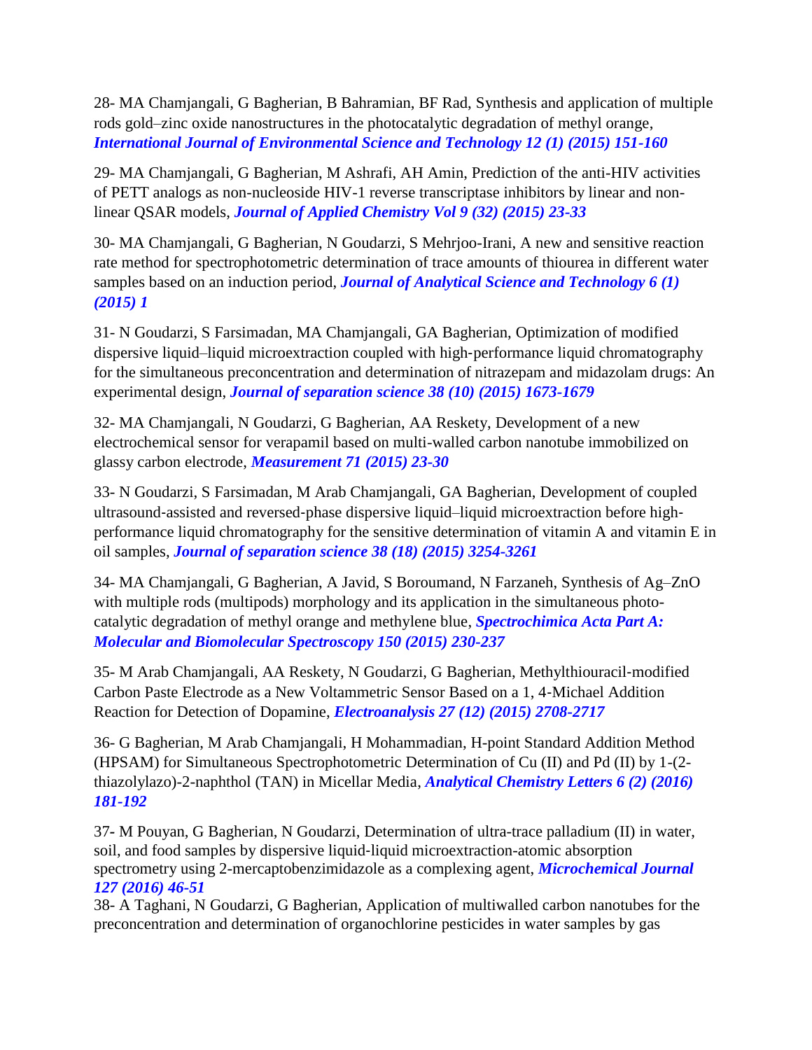28- MA Chamjangali, G Bagherian, B Bahramian, BF Rad, Synthesis and application of multiple rods gold–zinc oxide nanostructures in the photocatalytic degradation of methyl orange, ***International Journal of Environmental Science and Technology 12 (1) (2015) 151-160***

29- MA Chamjangali, G Bagherian, M Ashrafi, AH Amin, Prediction of the anti-HIV activities of PETT analogs as non-nucleoside HIV-1 reverse transcriptase inhibitors by linear and non-linear QSAR models, ***Journal of Applied Chemistry Vol 9 (32) (2015) 23-33***

30- MA Chamjangali, G Bagherian, N Goudarzi, S Mehrjoo-Irani, A new and sensitive reaction rate method for spectrophotometric determination of trace amounts of thiourea in different water samples based on an induction period, ***Journal of Analytical Science and Technology 6 (1) (2015) 1***

31- N Goudarzi, S Farsimadan, MA Chamjangali, GA Bagherian, Optimization of modified dispersive liquid–liquid microextraction coupled with high‐performance liquid chromatography for the simultaneous preconcentration and determination of nitrazepam and midazolam drugs: An experimental design, ***Journal of separation science 38 (10) (2015) 1673-1679***

32- MA Chamjangali, N Goudarzi, G Bagherian, AA Reskety, Development of a new electrochemical sensor for verapamil based on multi-walled carbon nanotube immobilized on glassy carbon electrode, ***Measurement 71 (2015) 23-30***

33- N Goudarzi, S Farsimadan, M Arab Chamjangali, GA Bagherian, Development of coupled ultrasound‐assisted and reversed‐phase dispersive liquid–liquid microextraction before high‐performance liquid chromatography for the sensitive determination of vitamin A and vitamin E in oil samples, ***Journal of separation science 38 (18) (2015) 3254-3261***

34- MA Chamjangali, G Bagherian, A Javid, S Boroumand, N Farzaneh, Synthesis of Ag–ZnO with multiple rods (multipods) morphology and its application in the simultaneous photo-catalytic degradation of methyl orange and methylene blue, ***Spectrochimica Acta Part A: Molecular and Biomolecular Spectroscopy 150 (2015) 230-237***

35- M Arab Chamjangali, AA Reskety, N Goudarzi, G Bagherian, Methylthiouracil-modified Carbon Paste Electrode as a New Voltammetric Sensor Based on a 1, 4-Michael Addition Reaction for Detection of Dopamine, ***Electroanalysis 27 (12) (2015) 2708-2717***

36- G Bagherian, M Arab Chamjangali, H Mohammadian, H-point Standard Addition Method (HPSAM) for Simultaneous Spectrophotometric Determination of Cu (II) and Pd (II) by 1-(2-thiazolylazo)-2-naphthol (TAN) in Micellar Media, ***Analytical Chemistry Letters 6 (2) (2016) 181-192***

37- M Pouyan, G Bagherian, N Goudarzi, Determination of ultra-trace palladium (II) in water, soil, and food samples by dispersive liquid-liquid microextraction-atomic absorption spectrometry using 2-mercaptobenzimidazole as a complexing agent, ***Microchemical Journal 127 (2016) 46-51***

38- A Taghani, N Goudarzi, G Bagherian, Application of multiwalled carbon nanotubes for the preconcentration and determination of organochlorine pesticides in water samples by gas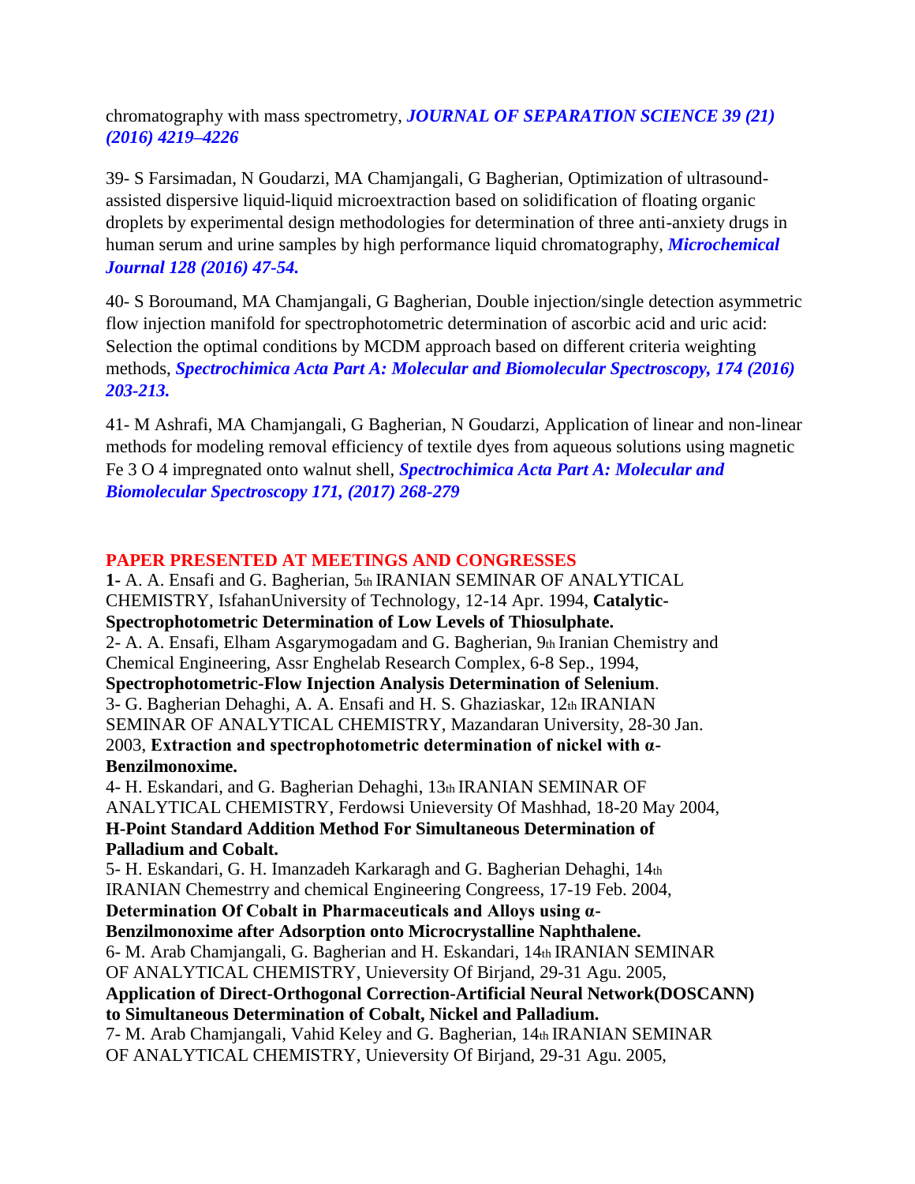chromatography with mass spectrometry, ***JOURNAL OF SEPARATION SCIENCE 39 (21) (2016) 4219–4226***

39- S Farsimadan, N Goudarzi, MA Chamjangali, G Bagherian, Optimization of ultrasound-assisted dispersive liquid-liquid microextraction based on solidification of floating organic droplets by experimental design methodologies for determination of three anti-anxiety drugs in human serum and urine samples by high performance liquid chromatography, ***Microchemical Journal 128 (2016) 47-54.***

40- S Boroumand, MA Chamjangali, G Bagherian, Double injection/single detection asymmetric flow injection manifold for spectrophotometric determination of ascorbic acid and uric acid: Selection the optimal conditions by MCDM approach based on different criteria weighting methods, ***Spectrochimica Acta Part A: Molecular and Biomolecular Spectroscopy, 174 (2016) 203-213.***

41- M Ashrafi, MA Chamjangali, G Bagherian, N Goudarzi, Application of linear and non-linear methods for modeling removal efficiency of textile dyes from aqueous solutions using magnetic Fe 3 O 4 impregnated onto walnut shell, ***Spectrochimica Acta Part A: Molecular and Biomolecular Spectroscopy 171, (2017) 268-279***

## PAPER PRESENTED AT MEETINGS AND CONGRESSES

**1-** A. A. Ensafi and G. Bagherian, 5th IRANIAN SEMINAR OF ANALYTICAL CHEMISTRY, IsfahanUniversity of Technology, 12-14 Apr. 1994, **Catalytic-Spectrophotometric Determination of Low Levels of Thiosulphate.**

2- A. A. Ensafi, Elham Asgarymogadam and G. Bagherian, 9th Iranian Chemistry and Chemical Engineering, Assr Enghelab Research Complex, 6-8 Sep., 1994, **Spectrophotometric-Flow Injection Analysis Determination of Selenium**.

3- G. Bagherian Dehaghi, A. A. Ensafi and H. S. Ghaziaskar, 12th IRANIAN SEMINAR OF ANALYTICAL CHEMISTRY, Mazandaran University, 28-30 Jan. 2003, **Extraction and spectrophotometric determination of nickel with α-Benzilmonoxime.**

4- H. Eskandari, and G. Bagherian Dehaghi, 13th IRANIAN SEMINAR OF ANALYTICAL CHEMISTRY, Ferdowsi Unieversity Of Mashhad, 18-20 May 2004, **H-Point Standard Addition Method For Simultaneous Determination of Palladium and Cobalt.**

5- H. Eskandari, G. H. Imanzadeh Karkaragh and G. Bagherian Dehaghi, 14th IRANIAN Chemestrry and chemical Engineering Congreess, 17-19 Feb. 2004, **Determination Of Cobalt in Pharmaceuticals and Alloys using α-Benzilmonoxime after Adsorption onto Microcrystalline Naphthalene.**

6- M. Arab Chamjangali, G. Bagherian and H. Eskandari, 14th IRANIAN SEMINAR OF ANALYTICAL CHEMISTRY, Unieversity Of Birjand, 29-31 Agu. 2005, **Application of Direct-Orthogonal Correction-Artificial Neural Network(DOSCANN) to Simultaneous Determination of Cobalt, Nickel and Palladium.**

7- M. Arab Chamjangali, Vahid Keley and G. Bagherian, 14th IRANIAN SEMINAR OF ANALYTICAL CHEMISTRY, Unieversity Of Birjand, 29-31 Agu. 2005,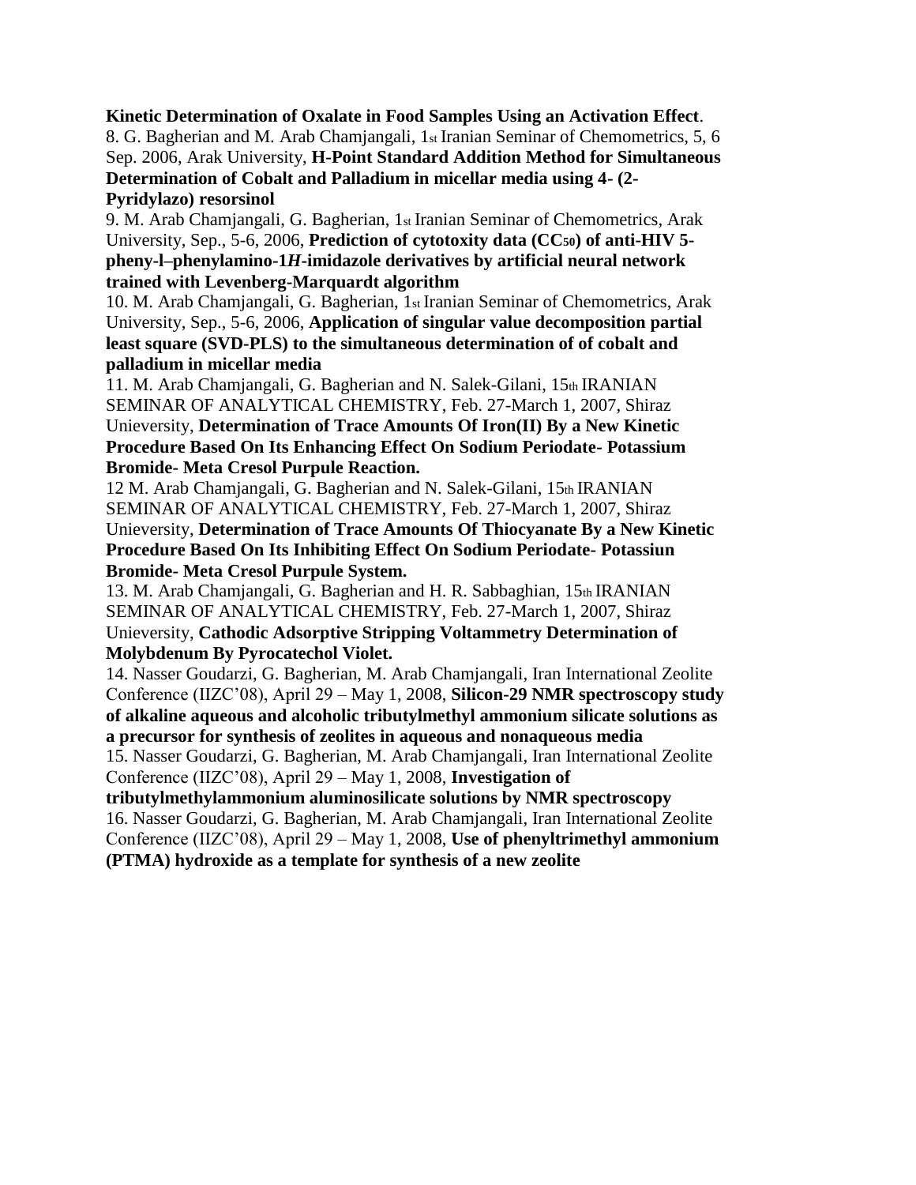**Kinetic Determination of Oxalate in Food Samples Using an Activation Effect**.

8. G. Bagherian and M. Arab Chamjangali, 1st Iranian Seminar of Chemometrics, 5, 6 Sep. 2006, Arak University, **H-Point Standard Addition Method for Simultaneous Determination of Cobalt and Palladium in micellar media using 4- (2-Pyridylazo) resorsinol**

9. M. Arab Chamjangali, G. Bagherian, 1st Iranian Seminar of Chemometrics, Arak University, Sep., 5-6, 2006, **Prediction of cytotoxity data ($CC_{50}$) of anti-HIV 5-pheny-l–phenylamino-1*H*-imidazole derivatives by artificial neural network trained with Levenberg-Marquardt algorithm**

10. M. Arab Chamjangali, G. Bagherian, 1st Iranian Seminar of Chemometrics, Arak University, Sep., 5-6, 2006, **Application of singular value decomposition partial least square (SVD-PLS) to the simultaneous determination of of cobalt and palladium in micellar media**

11. M. Arab Chamjangali, G. Bagherian and N. Salek-Gilani, 15th IRANIAN SEMINAR OF ANALYTICAL CHEMISTRY, Feb. 27-March 1, 2007, Shiraz Unieversity, **Determination of Trace Amounts Of Iron(II) By a New Kinetic Procedure Based On Its Enhancing Effect On Sodium Periodate- Potassium Bromide- Meta Cresol Purpule Reaction.**

12 M. Arab Chamjangali, G. Bagherian and N. Salek-Gilani, 15th IRANIAN SEMINAR OF ANALYTICAL CHEMISTRY, Feb. 27-March 1, 2007, Shiraz Unieversity, **Determination of Trace Amounts Of Thiocyanate By a New Kinetic Procedure Based On Its Inhibiting Effect On Sodium Periodate- Potassiun Bromide- Meta Cresol Purpule System.**

13. M. Arab Chamjangali, G. Bagherian and H. R. Sabbaghian, 15th IRANIAN SEMINAR OF ANALYTICAL CHEMISTRY, Feb. 27-March 1, 2007, Shiraz Unieversity, **Cathodic Adsorptive Stripping Voltammetry Determination of Molybdenum By Pyrocatechol Violet.**

14. Nasser Goudarzi, G. Bagherian, M. Arab Chamjangali, Iran International Zeolite Conference (IIZC'08), April 29 – May 1, 2008, **Silicon-29 NMR spectroscopy study of alkaline aqueous and alcoholic tributylmethyl ammonium silicate solutions as a precursor for synthesis of zeolites in aqueous and nonaqueous media**

15. Nasser Goudarzi, G. Bagherian, M. Arab Chamjangali, Iran International Zeolite Conference (IIZC'08), April 29 – May 1, 2008, **Investigation of tributylmethylammonium aluminosilicate solutions by NMR spectroscopy**

16. Nasser Goudarzi, G. Bagherian, M. Arab Chamjangali, Iran International Zeolite Conference (IIZC'08), April 29 – May 1, 2008, **Use of phenyltrimethyl ammonium (PTMA) hydroxide as a template for synthesis of a new zeolite**